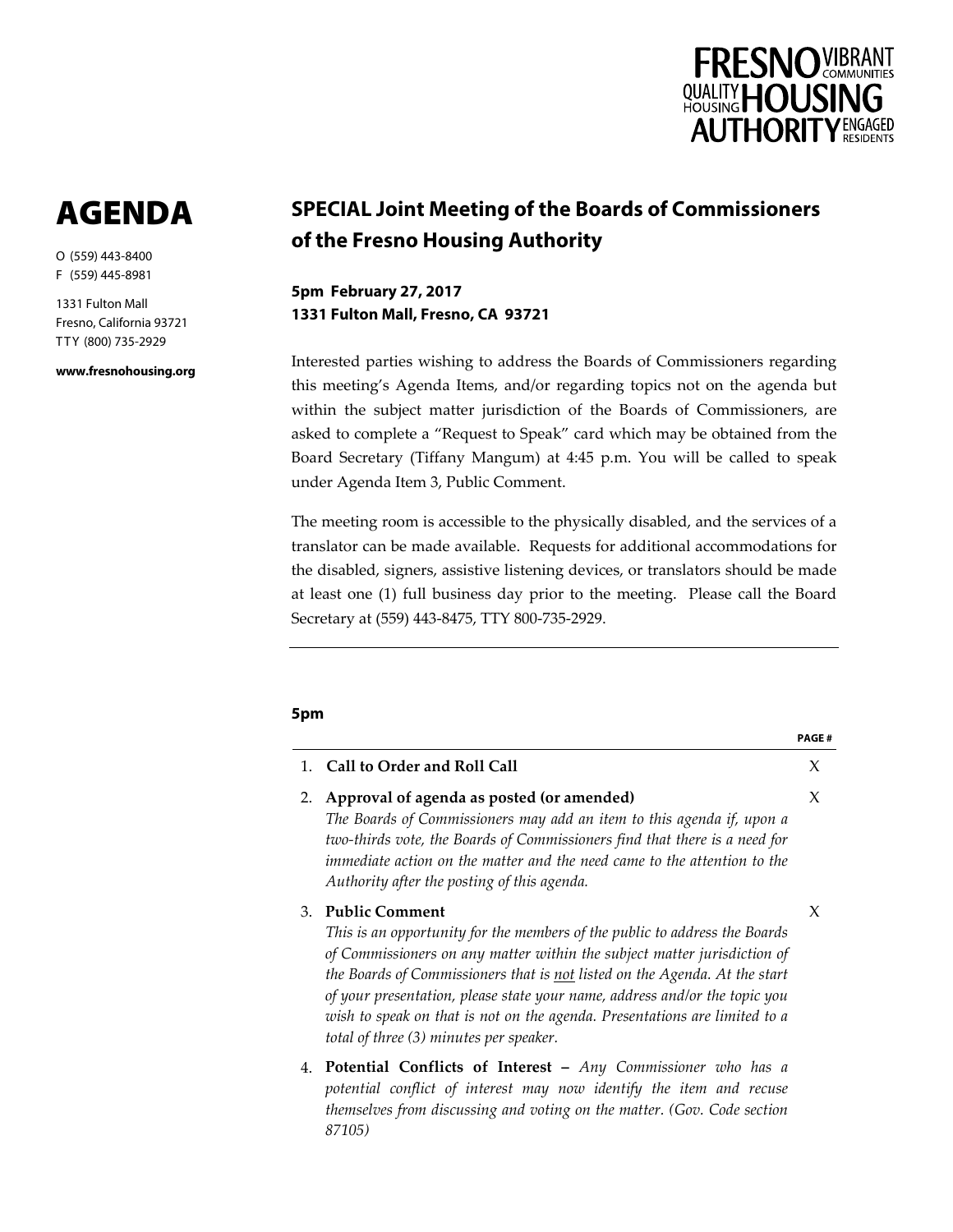FRESNO HOUSING AUTHORITY
VIBRANT COMMUNITIES · QUALITY HOUSING · ENGAGED RESIDENTS

# AGENDA

O (559) 443-8400
F (559) 445-8981

1331 Fulton Mall
Fresno, California 93721
TTY (800) 735-2929

**www.fresnohousing.org**

## SPECIAL Joint Meeting of the Boards of Commissioners of the Fresno Housing Authority

**5pm February 27, 2017**
**1331 Fulton Mall, Fresno, CA 93721**

Interested parties wishing to address the Boards of Commissioners regarding this meeting's Agenda Items, and/or regarding topics not on the agenda but within the subject matter jurisdiction of the Boards of Commissioners, are asked to complete a "Request to Speak" card which may be obtained from the Board Secretary (Tiffany Mangum) at 4:45 p.m. You will be called to speak under Agenda Item 3, Public Comment.

The meeting room is accessible to the physically disabled, and the services of a translator can be made available. Requests for additional accommodations for the disabled, signers, assistive listening devices, or translators should be made at least one (1) full business day prior to the meeting. Please call the Board Secretary at (559) 443-8475, TTY 800-735-2929.

---

**5pm**

| | | PAGE # |
|---|---|---|
| 1. | **Call to Order and Roll Call** | X |
| 2. | **Approval of agenda as posted (or amended)** *The Boards of Commissioners may add an item to this agenda if, upon a two-thirds vote, the Boards of Commissioners find that there is a need for immediate action on the matter and the need came to the attention to the Authority after the posting of this agenda.* | X |
| 3. | **Public Comment** *This is an opportunity for the members of the public to address the Boards of Commissioners on any matter within the subject matter jurisdiction of the Boards of Commissioners that is not listed on the Agenda. At the start of your presentation, please state your name, address and/or the topic you wish to speak on that is not on the agenda. Presentations are limited to a total of three (3) minutes per speaker.* | X |
| 4. | **Potential Conflicts of Interest –** *Any Commissioner who has a potential conflict of interest may now identify the item and recuse themselves from discussing and voting on the matter. (Gov. Code section 87105)* | |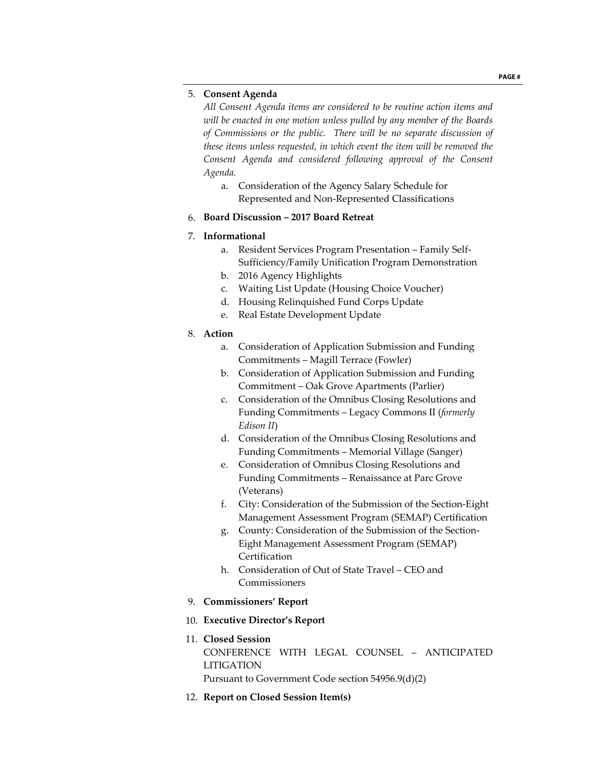5. **Consent Agenda**

   *All Consent Agenda items are considered to be routine action items and will be enacted in one motion unless pulled by any member of the Boards of Commissions or the public. There will be no separate discussion of these items unless requested, in which event the item will be removed the Consent Agenda and considered following approval of the Consent Agenda.*

   a. Consideration of the Agency Salary Schedule for Represented and Non-Represented Classifications

6. **Board Discussion – 2017 Board Retreat**

7. **Informational**

   a. Resident Services Program Presentation – Family Self-Sufficiency/Family Unification Program Demonstration
   b. 2016 Agency Highlights
   c. Waiting List Update (Housing Choice Voucher)
   d. Housing Relinquished Fund Corps Update
   e. Real Estate Development Update

8. **Action**

   a. Consideration of Application Submission and Funding Commitments – Magill Terrace (Fowler)
   b. Consideration of Application Submission and Funding Commitment – Oak Grove Apartments (Parlier)
   c. Consideration of the Omnibus Closing Resolutions and Funding Commitments – Legacy Commons II (*formerly Edison II*)
   d. Consideration of the Omnibus Closing Resolutions and Funding Commitments – Memorial Village (Sanger)
   e. Consideration of Omnibus Closing Resolutions and Funding Commitments – Renaissance at Parc Grove (Veterans)
   f. City: Consideration of the Submission of the Section-Eight Management Assessment Program (SEMAP) Certification
   g. County: Consideration of the Submission of the Section-Eight Management Assessment Program (SEMAP) Certification
   h. Consideration of Out of State Travel – CEO and Commissioners

9. **Commissioners' Report**

10. **Executive Director's Report**

11. **Closed Session**

    CONFERENCE WITH LEGAL COUNSEL – ANTICIPATED LITIGATION

    Pursuant to Government Code section 54956.9(d)(2)

12. **Report on Closed Session Item(s)**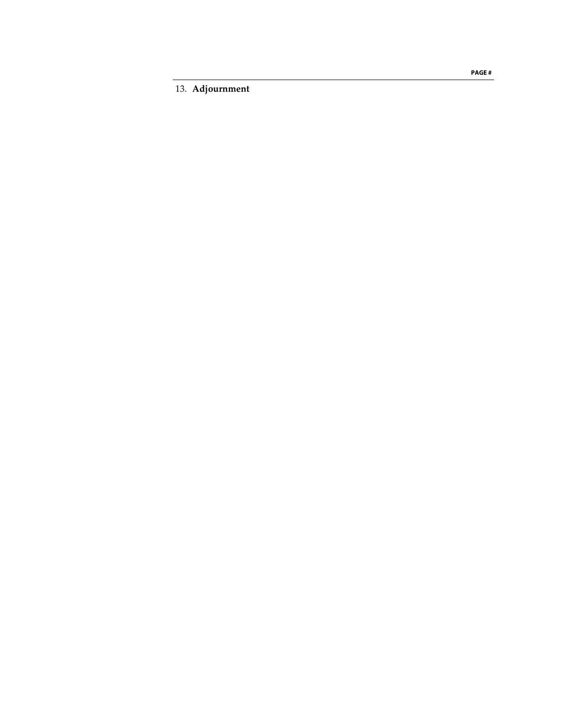13. **Adjournment**